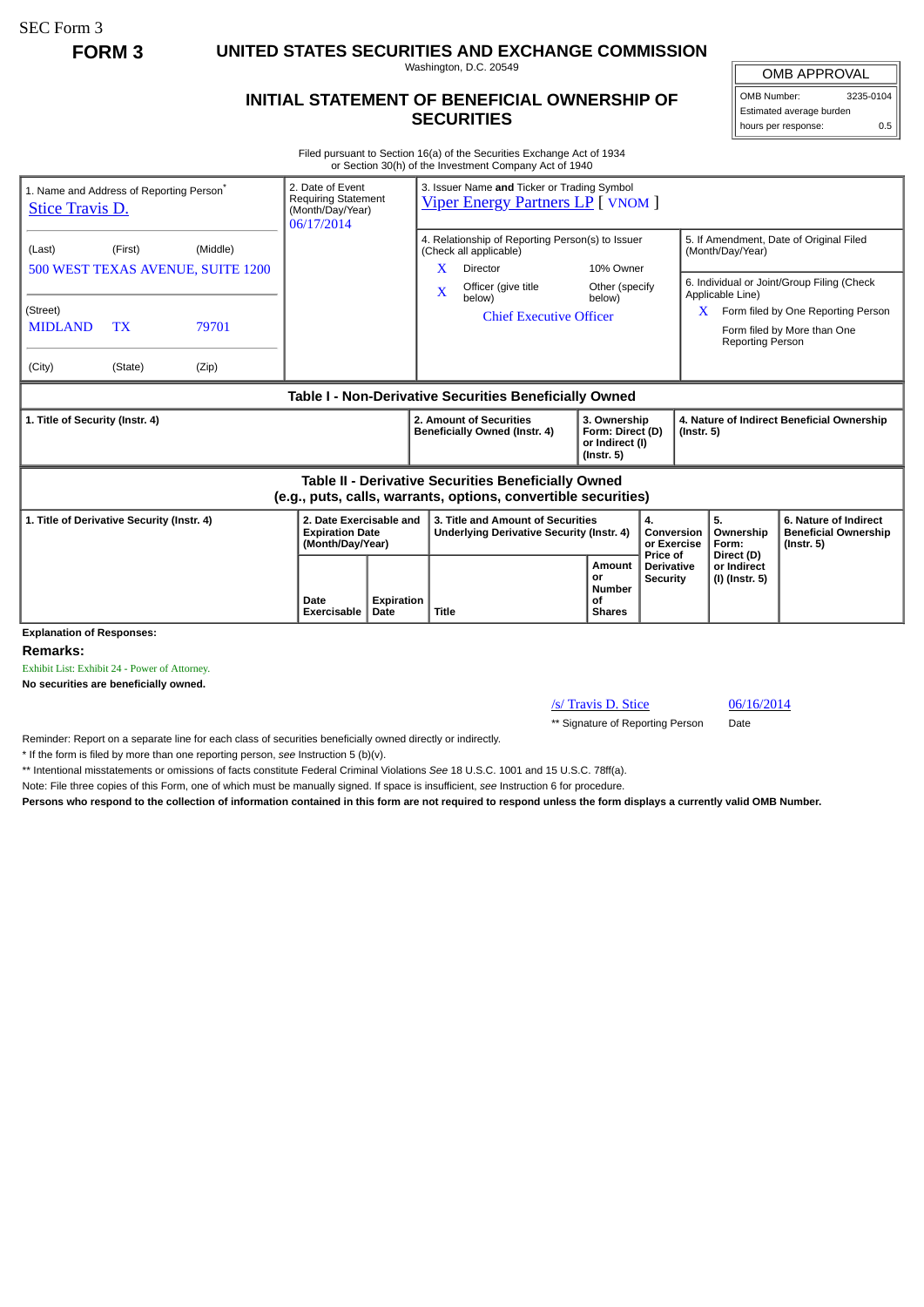SEC Form 3

**FORM 3**

# UNITED STATES SECURITIES AND EXCHANGE COMMISSION

Washington, D.C. 20549

## INITIAL STATEMENT OF BENEFICIAL OWNERSHIP OF SECURITIES

| OMB APPROVAL | |
|---|---|
| OMB Number: | 3235-0104 |
| Estimated average burden | |
| hours per response: | 0.5 |

Filed pursuant to Section 16(a) of the Securities Exchange Act of 1934
or Section 30(h) of the Investment Company Act of 1940

| 1. Name and Address of Reporting Person* | 2. Date of Event Requiring Statement (Month/Day/Year) | 3. Issuer Name and Ticker or Trading Symbol |
|---|---|---|
| Stice Travis D. | 06/17/2014 | Viper Energy Partners LP [ VNOM ] |
| (Last) (First) (Middle) | | 4. Relationship of Reporting Person(s) to Issuer (Check all applicable) |
| 500 WEST TEXAS AVENUE, SUITE 1200 | | X Director; 10% Owner; X Officer (give title below); Other (specify below) |
| (Street) | | Chief Executive Officer |
| MIDLAND TX 79701 | | 5. If Amendment, Date of Original Filed (Month/Day/Year) |
| (City) (State) (Zip) | | 6. Individual or Joint/Group Filing (Check Applicable Line): X Form filed by One Reporting Person; Form filed by More than One Reporting Person |

### Table I - Non-Derivative Securities Beneficially Owned

| 1. Title of Security (Instr. 4) | 2. Amount of Securities Beneficially Owned (Instr. 4) | 3. Ownership Form: Direct (D) or Indirect (I) (Instr. 5) | 4. Nature of Indirect Beneficial Ownership (Instr. 5) |
|---|---|---|---|

### Table II - Derivative Securities Beneficially Owned (e.g., puts, calls, warrants, options, convertible securities)

| 1. Title of Derivative Security (Instr. 4) | 2. Date Exercisable and Expiration Date (Month/Day/Year) | | 3. Title and Amount of Securities Underlying Derivative Security (Instr. 4) | | 4. Conversion or Exercise Price of Derivative Security | 5. Ownership Form: Direct (D) or Indirect (I) (Instr. 5) | 6. Nature of Indirect Beneficial Ownership (Instr. 5) |
|---|---|---|---|---|---|---|---|
| | Date Exercisable | Expiration Date | Title | Amount or Number of Shares | | | |

**Explanation of Responses:**

**Remarks:**

Exhibit List: Exhibit 24 - Power of Attorney.

**No securities are beneficially owned.**

| /s/ Travis D. Stice | 06/16/2014 |
|---|---|
| ** Signature of Reporting Person | Date |

Reminder: Report on a separate line for each class of securities beneficially owned directly or indirectly.

\* If the form is filed by more than one reporting person, *see* Instruction 5 (b)(v).

** Intentional misstatements or omissions of facts constitute Federal Criminal Violations *See* 18 U.S.C. 1001 and 15 U.S.C. 78ff(a).

Note: File three copies of this Form, one of which must be manually signed. If space is insufficient, *see* Instruction 6 for procedure.

**Persons who respond to the collection of information contained in this form are not required to respond unless the form displays a currently valid OMB Number.**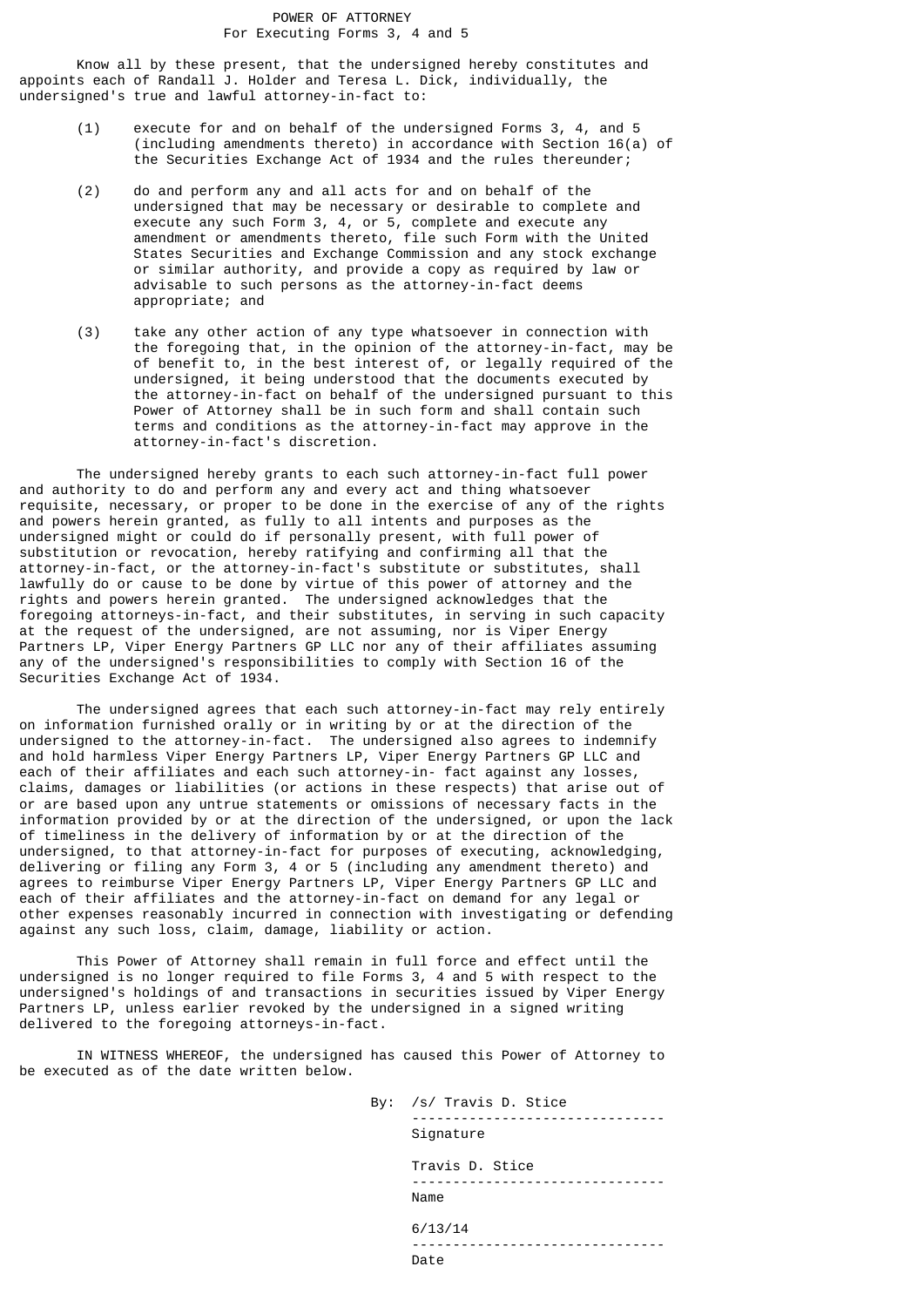# POWER OF ATTORNEY
## For Executing Forms 3, 4 and 5

Know all by these present, that the undersigned hereby constitutes and appoints each of Randall J. Holder and Teresa L. Dick, individually, the undersigned's true and lawful attorney-in-fact to:

(1) execute for and on behalf of the undersigned Forms 3, 4, and 5 (including amendments thereto) in accordance with Section 16(a) of the Securities Exchange Act of 1934 and the rules thereunder;

(2) do and perform any and all acts for and on behalf of the undersigned that may be necessary or desirable to complete and execute any such Form 3, 4, or 5, complete and execute any amendment or amendments thereto, file such Form with the United States Securities and Exchange Commission and any stock exchange or similar authority, and provide a copy as required by law or advisable to such persons as the attorney-in-fact deems appropriate; and

(3) take any other action of any type whatsoever in connection with the foregoing that, in the opinion of the attorney-in-fact, may be of benefit to, in the best interest of, or legally required of the undersigned, it being understood that the documents executed by the attorney-in-fact on behalf of the undersigned pursuant to this Power of Attorney shall be in such form and shall contain such terms and conditions as the attorney-in-fact may approve in the attorney-in-fact's discretion.

The undersigned hereby grants to each such attorney-in-fact full power and authority to do and perform any and every act and thing whatsoever requisite, necessary, or proper to be done in the exercise of any of the rights and powers herein granted, as fully to all intents and purposes as the undersigned might or could do if personally present, with full power of substitution or revocation, hereby ratifying and confirming all that the attorney-in-fact, or the attorney-in-fact's substitute or substitutes, shall lawfully do or cause to be done by virtue of this power of attorney and the rights and powers herein granted. The undersigned acknowledges that the foregoing attorneys-in-fact, and their substitutes, in serving in such capacity at the request of the undersigned, are not assuming, nor is Viper Energy Partners LP, Viper Energy Partners GP LLC nor any of their affiliates assuming any of the undersigned's responsibilities to comply with Section 16 of the Securities Exchange Act of 1934.

The undersigned agrees that each such attorney-in-fact may rely entirely on information furnished orally or in writing by or at the direction of the undersigned to the attorney-in-fact. The undersigned also agrees to indemnify and hold harmless Viper Energy Partners LP, Viper Energy Partners GP LLC and each of their affiliates and each such attorney-in- fact against any losses, claims, damages or liabilities (or actions in these respects) that arise out of or are based upon any untrue statements or omissions of necessary facts in the information provided by or at the direction of the undersigned, or upon the lack of timeliness in the delivery of information by or at the direction of the undersigned, to that attorney-in-fact for purposes of executing, acknowledging, delivering or filing any Form 3, 4 or 5 (including any amendment thereto) and agrees to reimburse Viper Energy Partners LP, Viper Energy Partners GP LLC and each of their affiliates and the attorney-in-fact on demand for any legal or other expenses reasonably incurred in connection with investigating or defending against any such loss, claim, damage, liability or action.

This Power of Attorney shall remain in full force and effect until the undersigned is no longer required to file Forms 3, 4 and 5 with respect to the undersigned's holdings of and transactions in securities issued by Viper Energy Partners LP, unless earlier revoked by the undersigned in a signed writing delivered to the foregoing attorneys-in-fact.

IN WITNESS WHEREOF, the undersigned has caused this Power of Attorney to be executed as of the date written below.

By: /s/ Travis D. Stice
Signature

Travis D. Stice
Name

6/13/14
Date